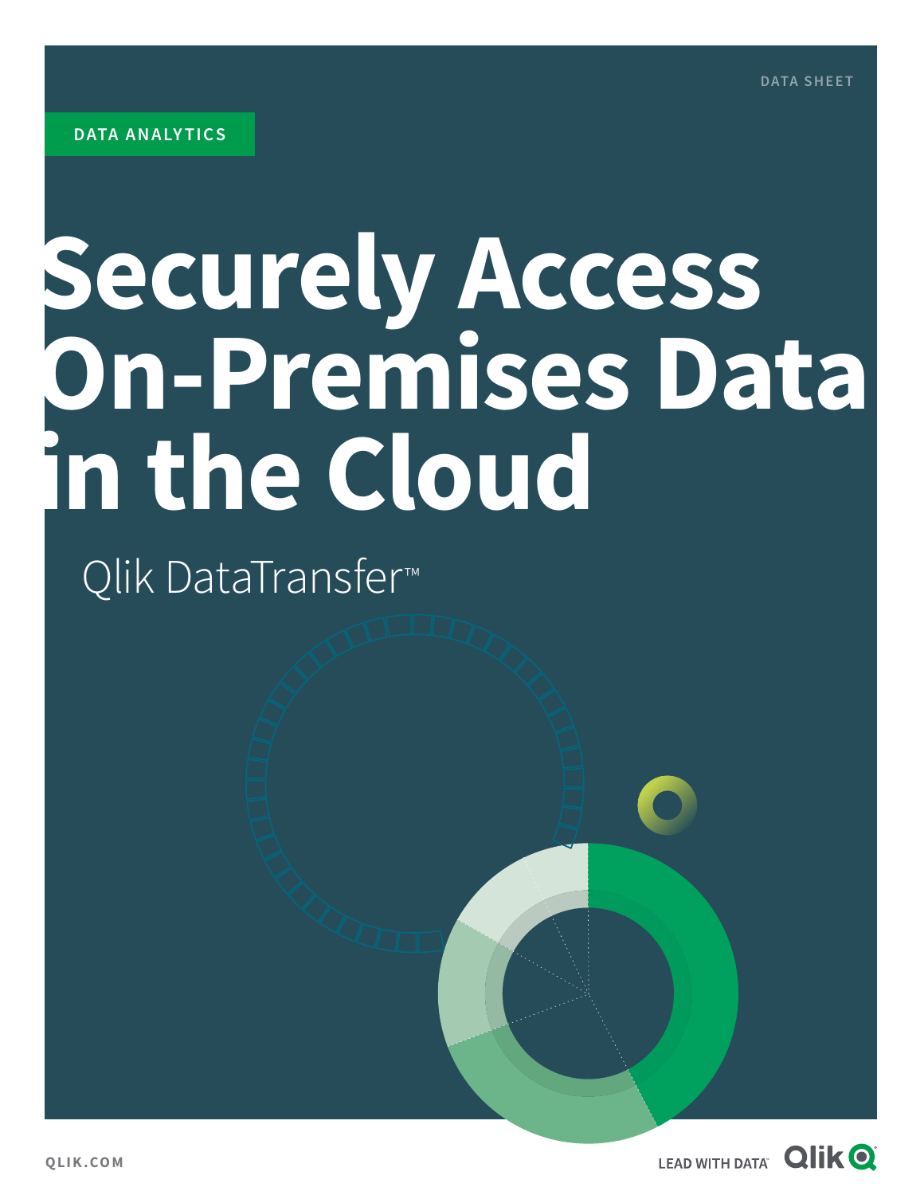DATA SHEET

DATA ANALYTICS

# Securely Access On-Premises Data in the Cloud

## Qlik DataTransfer™

QLIK.COM

LEAD WITH DATA™ Qlik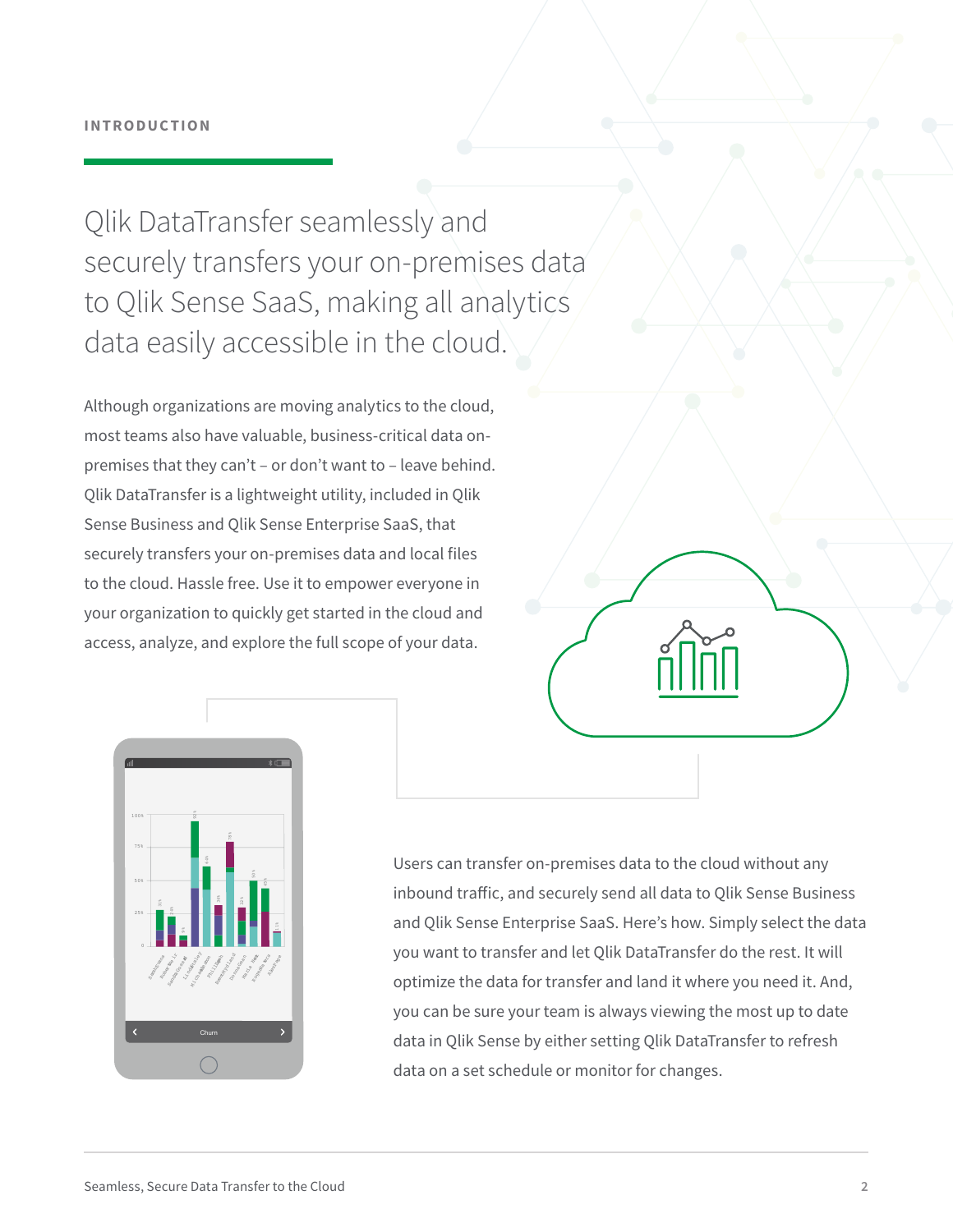INTRODUCTION

## Qlik DataTransfer seamlessly and securely transfers your on-premises data to Qlik Sense SaaS, making all analytics data easily accessible in the cloud.

Although organizations are moving analytics to the cloud, most teams also have valuable, business-critical data on-premises that they can't – or don't want to – leave behind. Qlik DataTransfer is a lightweight utility, included in Qlik Sense Business and Qlik Sense Enterprise SaaS, that securely transfers your on-premises data and local files to the cloud. Hassle free. Use it to empower everyone in your organization to quickly get started in the cloud and access, analyze, and explore the full scope of your data.

Users can transfer on-premises data to the cloud without any inbound traffic, and securely send all data to Qlik Sense Business and Qlik Sense Enterprise SaaS. Here's how. Simply select the data you want to transfer and let Qlik DataTransfer do the rest. It will optimize the data for transfer and land it where you need it. And, you can be sure your team is always viewing the most up to date data in Qlik Sense by either setting Qlik DataTransfer to refresh data on a set schedule or monitor for changes.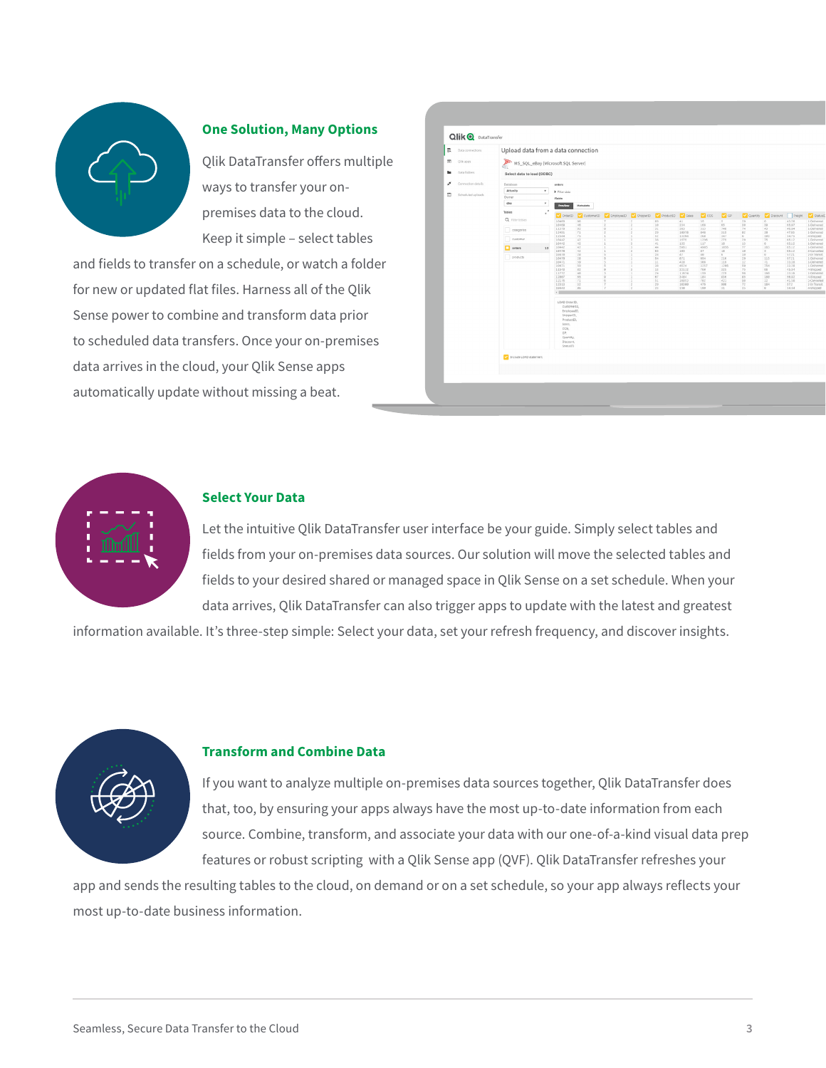## One Solution, Many Options

Qlik DataTransfer offers multiple ways to transfer your on-premises data to the cloud. Keep it simple – select tables and fields to transfer on a schedule, or watch a folder for new or updated flat files. Harness all of the Qlik Sense power to combine and transform data prior to scheduled data transfers. Once your on-premises data arrives in the cloud, your Qlik Sense apps automatically update without missing a beat.

## Select Your Data

Let the intuitive Qlik DataTransfer user interface be your guide. Simply select tables and fields from your on-premises data sources. Our solution will move the selected tables and fields to your desired shared or managed space in Qlik Sense on a set schedule. When your data arrives, Qlik DataTransfer can also trigger apps to update with the latest and greatest information available. It's three-step simple: Select your data, set your refresh frequency, and discover insights.

## Transform and Combine Data

If you want to analyze multiple on-premises data sources together, Qlik DataTransfer does that, too, by ensuring your apps always have the most up-to-date information from each source. Combine, transform, and associate your data with our one-of-a-kind visual data prep features or robust scripting with a Qlik Sense app (QVF). Qlik DataTransfer refreshes your app and sends the resulting tables to the cloud, on demand or on a set schedule, so your app always reflects your most up-to-date business information.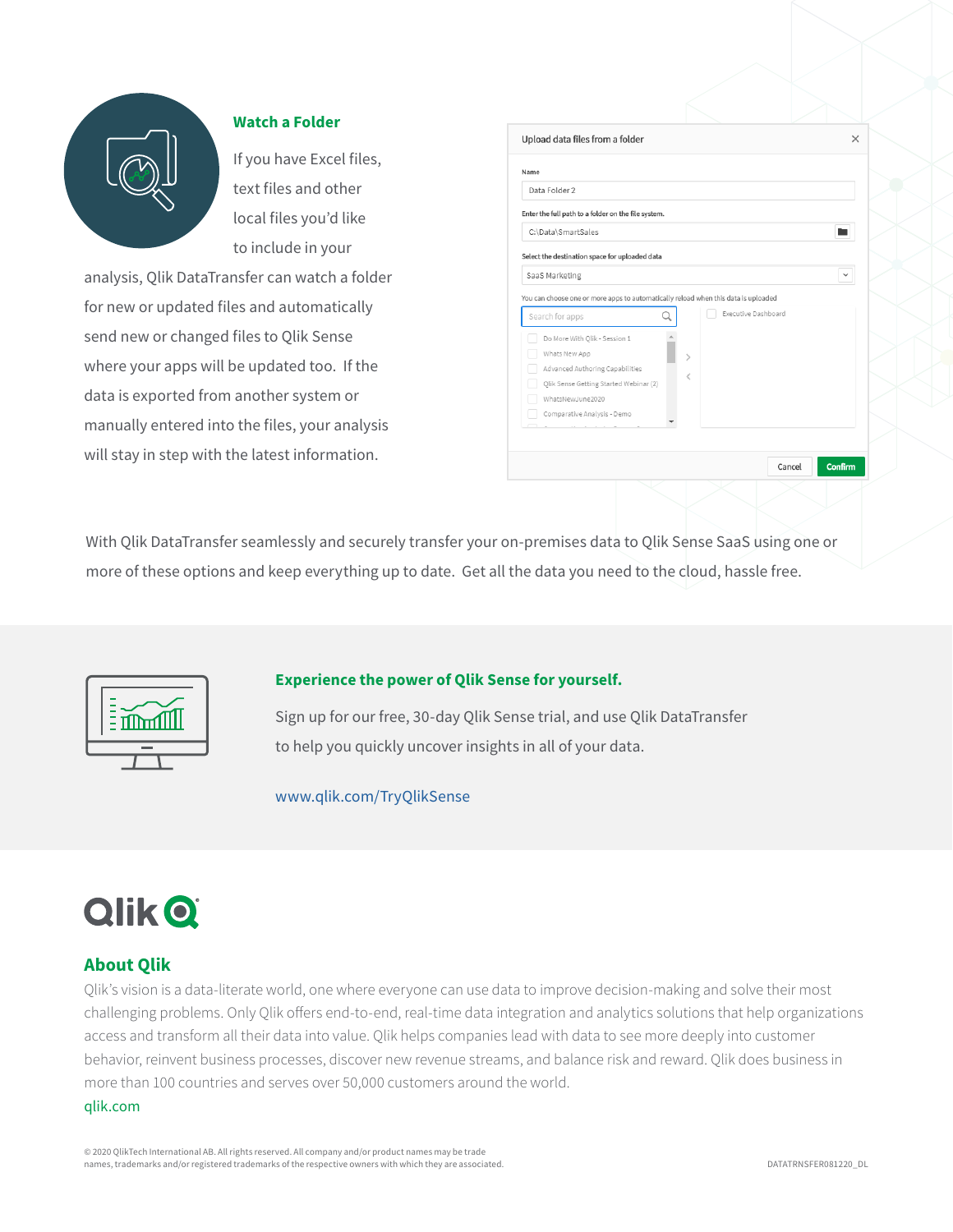## Watch a Folder

If you have Excel files, text files and other local files you'd like to include in your analysis, Qlik DataTransfer can watch a folder for new or updated files and automatically send new or changed files to Qlik Sense where your apps will be updated too. If the data is exported from another system or manually entered into the files, your analysis will stay in step with the latest information.

Upload data files from a folder

Name

Data Folder 2

Enter the full path to a folder on the file system.

C:\Data\SmartSales

Select the destination space for uploaded data

SaaS Marketing

You can choose one or more apps to automatically reload when this data is uploaded

Search for apps

Do More With Qlik - Session 1

Whats New App

Advanced Authoring Capabilities

Qlik Sense Getting Started Webinar (2)

WhatsNewJune2020

Comparative Analysis - Demo

Executive Dashboard

Cancel

Confirm

With Qlik DataTransfer seamlessly and securely transfer your on-premises data to Qlik Sense SaaS using one or more of these options and keep everything up to date. Get all the data you need to the cloud, hassle free.

### Experience the power of Qlik Sense for yourself.

Sign up for our free, 30-day Qlik Sense trial, and use Qlik DataTransfer to help you quickly uncover insights in all of your data.

www.qlik.com/TryQlikSense

Qlik

## About Qlik

Qlik's vision is a data-literate world, one where everyone can use data to improve decision-making and solve their most challenging problems. Only Qlik offers end-to-end, real-time data integration and analytics solutions that help organizations access and transform all their data into value. Qlik helps companies lead with data to see more deeply into customer behavior, reinvent business processes, discover new revenue streams, and balance risk and reward. Qlik does business in more than 100 countries and serves over 50,000 customers around the world.

qlik.com

© 2020 QlikTech International AB. All rights reserved. All company and/or product names may be trade names, trademarks and/or registered trademarks of the respective owners with which they are associated.

DATATRNSFER081220_DL